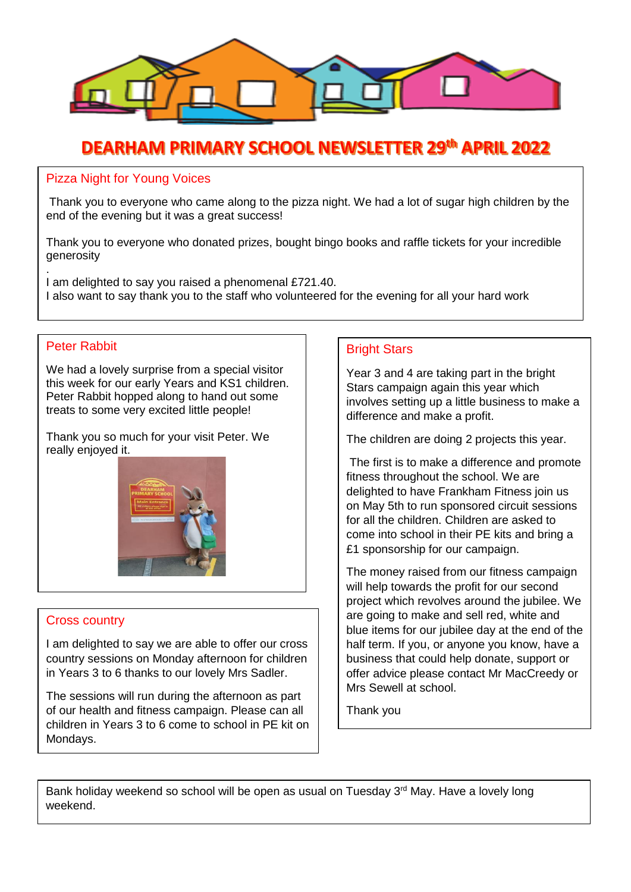# DEARHAM PRIMARY SCHOOL NEWSLETTER 29th APRIL 2022

## Pizza Night for Young Voices

Thank you to everyone who came along to the pizza night. We had a lot of sugar high children by the end of the evening but it was a great success!

Thank you to everyone who donated prizes, bought bingo books and raffle tickets for your incredible generosity

.
I am delighted to say you raised a phenomenal £721.40.
I also want to say thank you to the staff who volunteered for the evening for all your hard work

## Peter Rabbit

We had a lovely surprise from a special visitor this week for our early Years and KS1 children. Peter Rabbit hopped along to hand out some treats to some very excited little people!

Thank you so much for your visit Peter. We really enjoyed it.

## Cross country

I am delighted to say we are able to offer our cross country sessions on Monday afternoon for children in Years 3 to 6 thanks to our lovely Mrs Sadler.

The sessions will run during the afternoon as part of our health and fitness campaign. Please can all children in Years 3 to 6 come to school in PE kit on Mondays.

## Bright Stars

Year 3 and 4 are taking part in the bright Stars campaign again this year which involves setting up a little business to make a difference and make a profit.

The children are doing 2 projects this year.

The first is to make a difference and promote fitness throughout the school. We are delighted to have Frankham Fitness join us on May 5th to run sponsored circuit sessions for all the children. Children are asked to come into school in their PE kits and bring a £1 sponsorship for our campaign.

The money raised from our fitness campaign will help towards the profit for our second project which revolves around the jubilee. We are going to make and sell red, white and blue items for our jubilee day at the end of the half term. If you, or anyone you know, have a business that could help donate, support or offer advice please contact Mr MacCreedy or Mrs Sewell at school.

Thank you

Bank holiday weekend so school will be open as usual on Tuesday 3rd May. Have a lovely long weekend.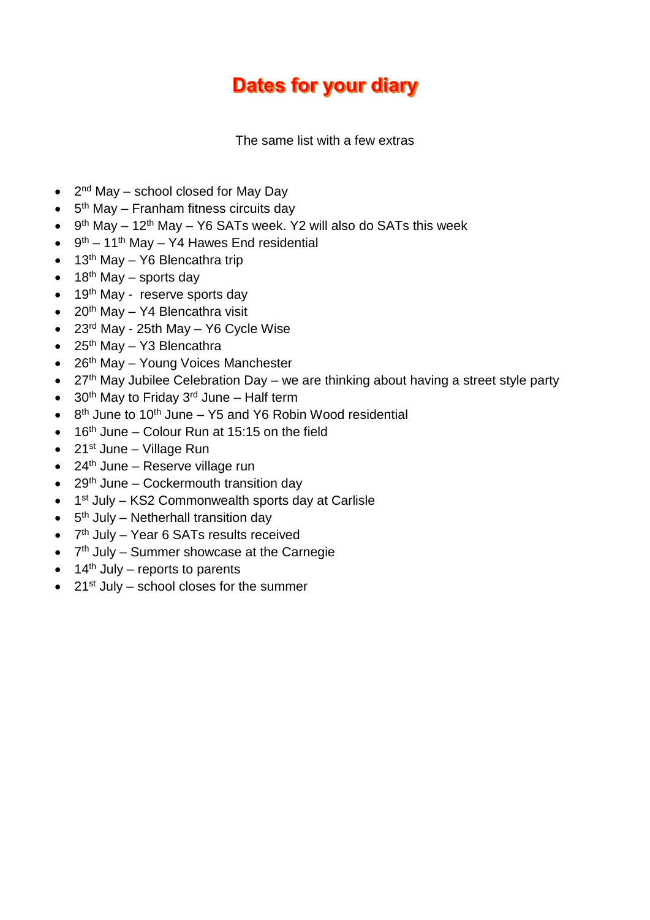# Dates for your diary

The same list with a few extras

- 2nd May – school closed for May Day
- 5th May – Franham fitness circuits day
- 9th May – 12th May – Y6 SATs week. Y2 will also do SATs this week
- 9th – 11th May – Y4 Hawes End residential
- 13th May – Y6 Blencathra trip
- 18th May – sports day
- 19th May - reserve sports day
- 20th May – Y4 Blencathra visit
- 23rd May - 25th May – Y6 Cycle Wise
- 25th May – Y3 Blencathra
- 26th May – Young Voices Manchester
- 27th May Jubilee Celebration Day – we are thinking about having a street style party
- 30th May to Friday 3rd June – Half term
- 8th June to 10th June – Y5 and Y6 Robin Wood residential
- 16th June – Colour Run at 15:15 on the field
- 21st June – Village Run
- 24th June – Reserve village run
- 29th June – Cockermouth transition day
- 1st July – KS2 Commonwealth sports day at Carlisle
- 5th July – Netherhall transition day
- 7th July – Year 6 SATs results received
- 7th July – Summer showcase at the Carnegie
- 14th July – reports to parents
- 21st July – school closes for the summer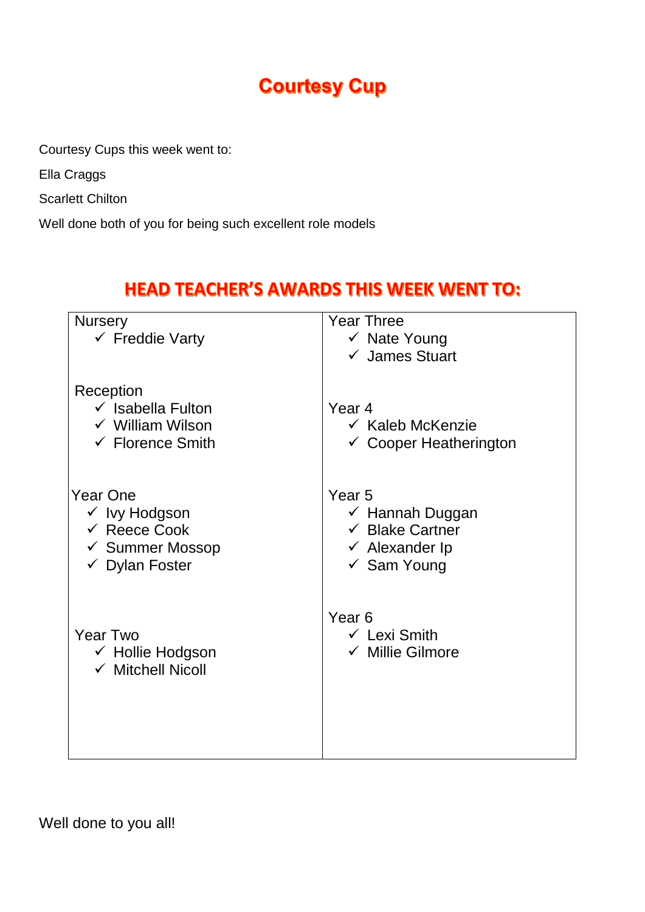# Courtesy Cup

Courtesy Cups this week went to:

Ella Craggs

Scarlett Chilton

Well done both of you for being such excellent role models

## HEAD TEACHER'S AWARDS THIS WEEK WENT TO:

| | |
|---|---|
| Nursery<br>✓ Freddie Varty | Year Three<br>✓ Nate Young<br>✓ James Stuart |
| Reception<br>✓ Isabella Fulton<br>✓ William Wilson<br>✓ Florence Smith | Year 4<br>✓ Kaleb McKenzie<br>✓ Cooper Heatherington |
| Year One<br>✓ Ivy Hodgson<br>✓ Reece Cook<br>✓ Summer Mossop<br>✓ Dylan Foster | Year 5<br>✓ Hannah Duggan<br>✓ Blake Cartner<br>✓ Alexander Ip<br>✓ Sam Young |
| Year Two<br>✓ Hollie Hodgson<br>✓ Mitchell Nicoll | Year 6<br>✓ Lexi Smith<br>✓ Millie Gilmore |

Well done to you all!